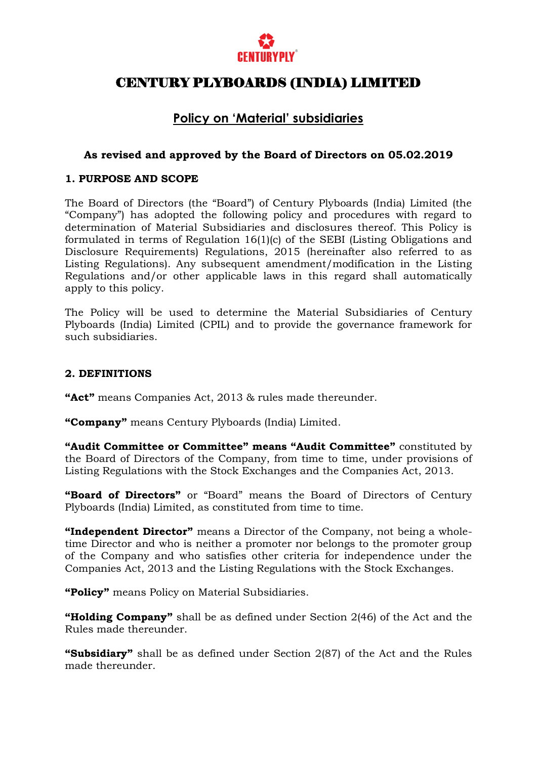# CENTURY PLYBOARDS (INDIA) LIMITED

## Policy on 'Material' subsidiaries

**As revised and approved by the Board of Directors on 05.02.2019**

### 1. PURPOSE AND SCOPE

The Board of Directors (the "Board") of Century Plyboards (India) Limited (the "Company") has adopted the following policy and procedures with regard to determination of Material Subsidiaries and disclosures thereof. This Policy is formulated in terms of Regulation 16(1)(c) of the SEBI (Listing Obligations and Disclosure Requirements) Regulations, 2015 (hereinafter also referred to as Listing Regulations). Any subsequent amendment/modification in the Listing Regulations and/or other applicable laws in this regard shall automatically apply to this policy.

The Policy will be used to determine the Material Subsidiaries of Century Plyboards (India) Limited (CPIL) and to provide the governance framework for such subsidiaries.

### 2. DEFINITIONS

**"Act"** means Companies Act, 2013 & rules made thereunder.

**"Company"** means Century Plyboards (India) Limited.

**"Audit Committee or Committee" means "Audit Committee"** constituted by the Board of Directors of the Company, from time to time, under provisions of Listing Regulations with the Stock Exchanges and the Companies Act, 2013.

**"Board of Directors"** or "Board" means the Board of Directors of Century Plyboards (India) Limited, as constituted from time to time.

**"Independent Director"** means a Director of the Company, not being a whole-time Director and who is neither a promoter nor belongs to the promoter group of the Company and who satisfies other criteria for independence under the Companies Act, 2013 and the Listing Regulations with the Stock Exchanges.

**"Policy"** means Policy on Material Subsidiaries.

**"Holding Company"** shall be as defined under Section 2(46) of the Act and the Rules made thereunder.

**"Subsidiary"** shall be as defined under Section 2(87) of the Act and the Rules made thereunder.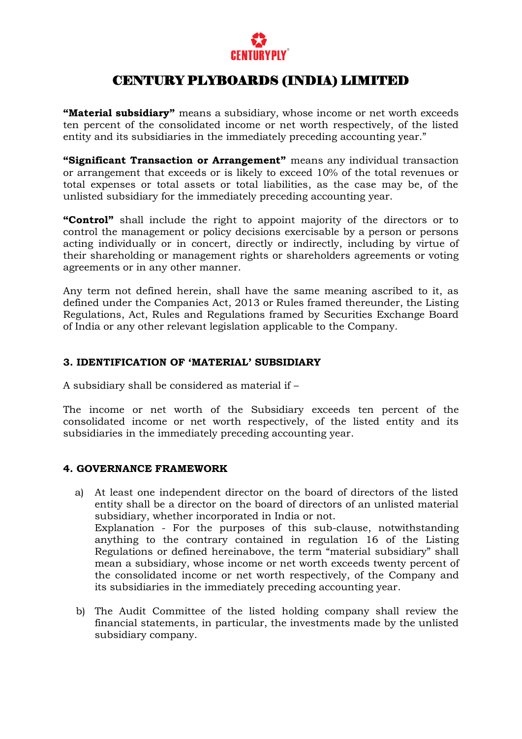**"Material subsidiary"** means a subsidiary, whose income or net worth exceeds ten percent of the consolidated income or net worth respectively, of the listed entity and its subsidiaries in the immediately preceding accounting year."

**"Significant Transaction or Arrangement"** means any individual transaction or arrangement that exceeds or is likely to exceed 10% of the total revenues or total expenses or total assets or total liabilities, as the case may be, of the unlisted subsidiary for the immediately preceding accounting year.

**"Control"** shall include the right to appoint majority of the directors or to control the management or policy decisions exercisable by a person or persons acting individually or in concert, directly or indirectly, including by virtue of their shareholding or management rights or shareholders agreements or voting agreements or in any other manner.

Any term not defined herein, shall have the same meaning ascribed to it, as defined under the Companies Act, 2013 or Rules framed thereunder, the Listing Regulations, Act, Rules and Regulations framed by Securities Exchange Board of India or any other relevant legislation applicable to the Company.

## 3. IDENTIFICATION OF 'MATERIAL' SUBSIDIARY

A subsidiary shall be considered as material if –

The income or net worth of the Subsidiary exceeds ten percent of the consolidated income or net worth respectively, of the listed entity and its subsidiaries in the immediately preceding accounting year.

## 4. GOVERNANCE FRAMEWORK

a) At least one independent director on the board of directors of the listed entity shall be a director on the board of directors of an unlisted material subsidiary, whether incorporated in India or not.
   Explanation - For the purposes of this sub-clause, notwithstanding anything to the contrary contained in regulation 16 of the Listing Regulations or defined hereinabove, the term "material subsidiary" shall mean a subsidiary, whose income or net worth exceeds twenty percent of the consolidated income or net worth respectively, of the Company and its subsidiaries in the immediately preceding accounting year.

b) The Audit Committee of the listed holding company shall review the financial statements, in particular, the investments made by the unlisted subsidiary company.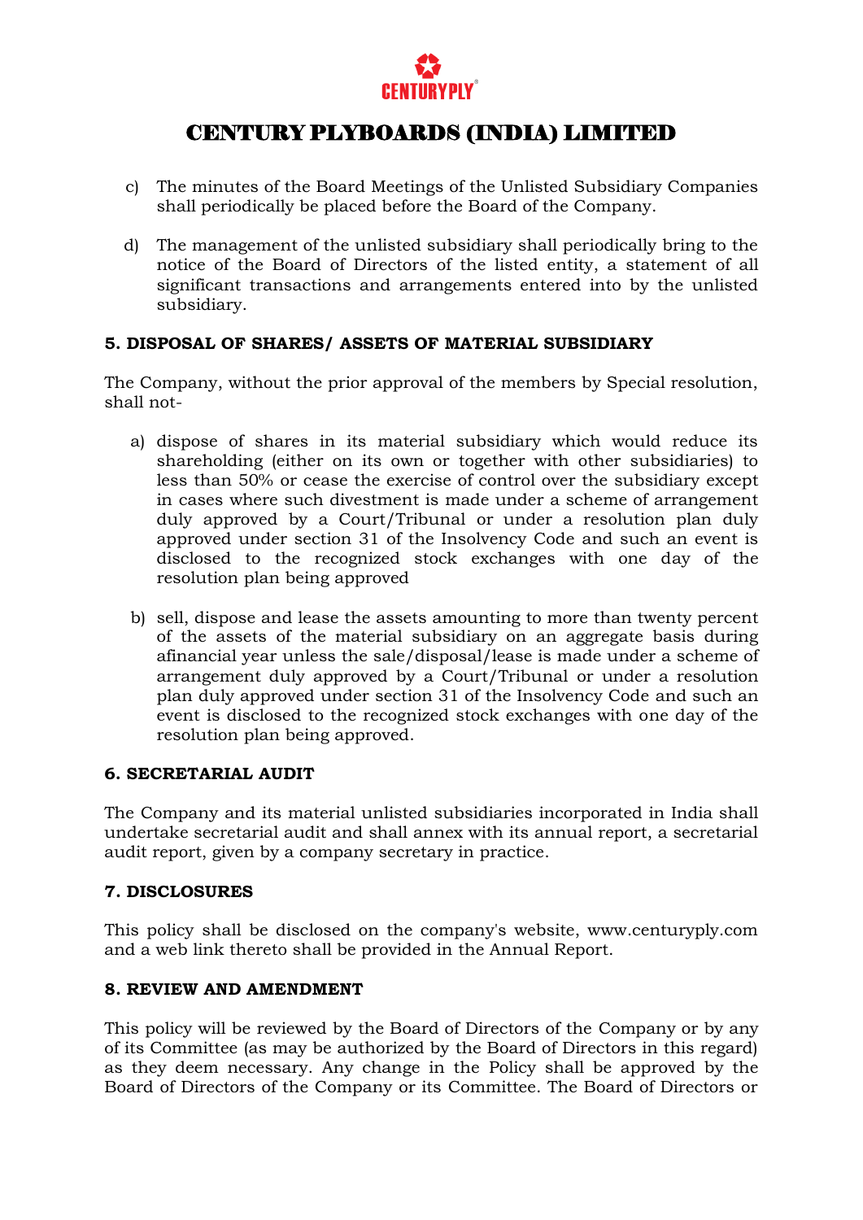c) The minutes of the Board Meetings of the Unlisted Subsidiary Companies shall periodically be placed before the Board of the Company.

d) The management of the unlisted subsidiary shall periodically bring to the notice of the Board of Directors of the listed entity, a statement of all significant transactions and arrangements entered into by the unlisted subsidiary.

**5. DISPOSAL OF SHARES/ ASSETS OF MATERIAL SUBSIDIARY**

The Company, without the prior approval of the members by Special resolution, shall not-

a) dispose of shares in its material subsidiary which would reduce its shareholding (either on its own or together with other subsidiaries) to less than 50% or cease the exercise of control over the subsidiary except in cases where such divestment is made under a scheme of arrangement duly approved by a Court/Tribunal or under a resolution plan duly approved under section 31 of the Insolvency Code and such an event is disclosed to the recognized stock exchanges with one day of the resolution plan being approved

b) sell, dispose and lease the assets amounting to more than twenty percent of the assets of the material subsidiary on an aggregate basis during afinancial year unless the sale/disposal/lease is made under a scheme of arrangement duly approved by a Court/Tribunal or under a resolution plan duly approved under section 31 of the Insolvency Code and such an event is disclosed to the recognized stock exchanges with one day of the resolution plan being approved.

**6. SECRETARIAL AUDIT**

The Company and its material unlisted subsidiaries incorporated in India shall undertake secretarial audit and shall annex with its annual report, a secretarial audit report, given by a company secretary in practice.

**7. DISCLOSURES**

This policy shall be disclosed on the company's website, www.centuryply.com and a web link thereto shall be provided in the Annual Report.

**8. REVIEW AND AMENDMENT**

This policy will be reviewed by the Board of Directors of the Company or by any of its Committee (as may be authorized by the Board of Directors in this regard) as they deem necessary. Any change in the Policy shall be approved by the Board of Directors of the Company or its Committee. The Board of Directors or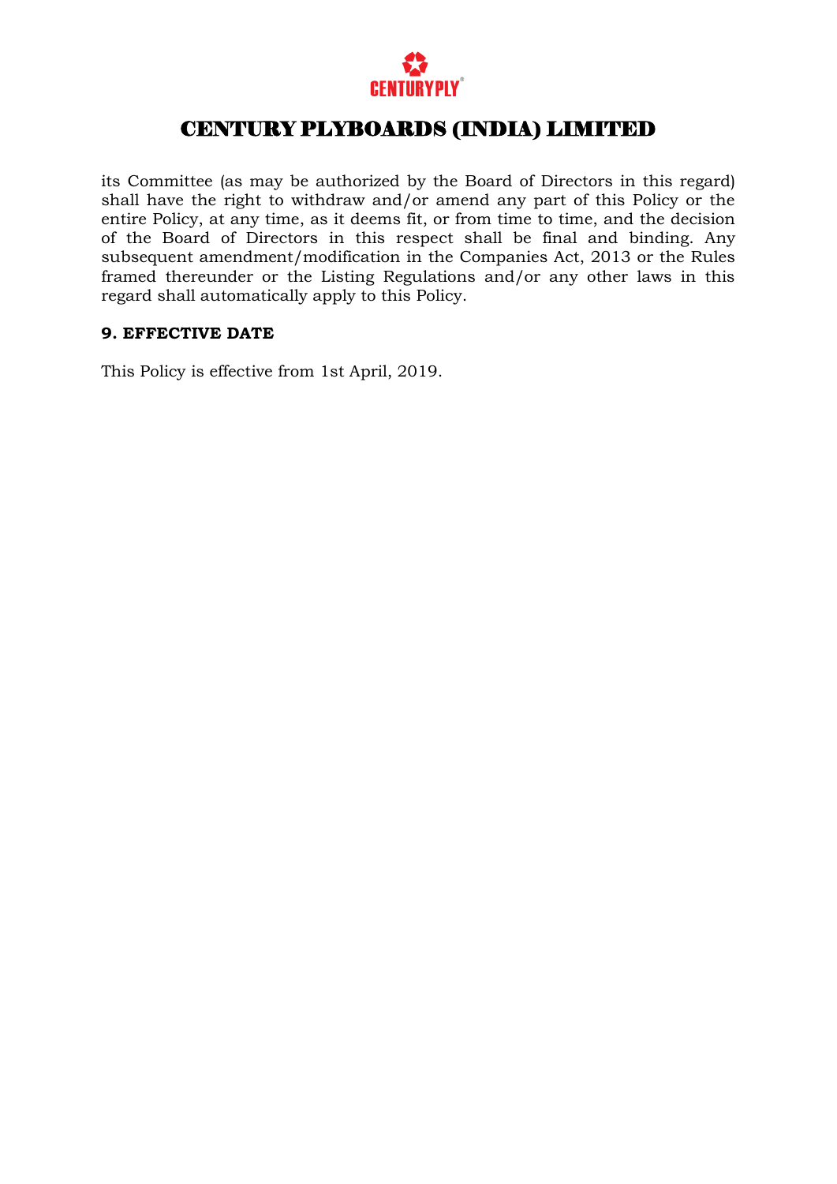its Committee (as may be authorized by the Board of Directors in this regard) shall have the right to withdraw and/or amend any part of this Policy or the entire Policy, at any time, as it deems fit, or from time to time, and the decision of the Board of Directors in this respect shall be final and binding. Any subsequent amendment/modification in the Companies Act, 2013 or the Rules framed thereunder or the Listing Regulations and/or any other laws in this regard shall automatically apply to this Policy.

**9. EFFECTIVE DATE**

This Policy is effective from 1st April, 2019.